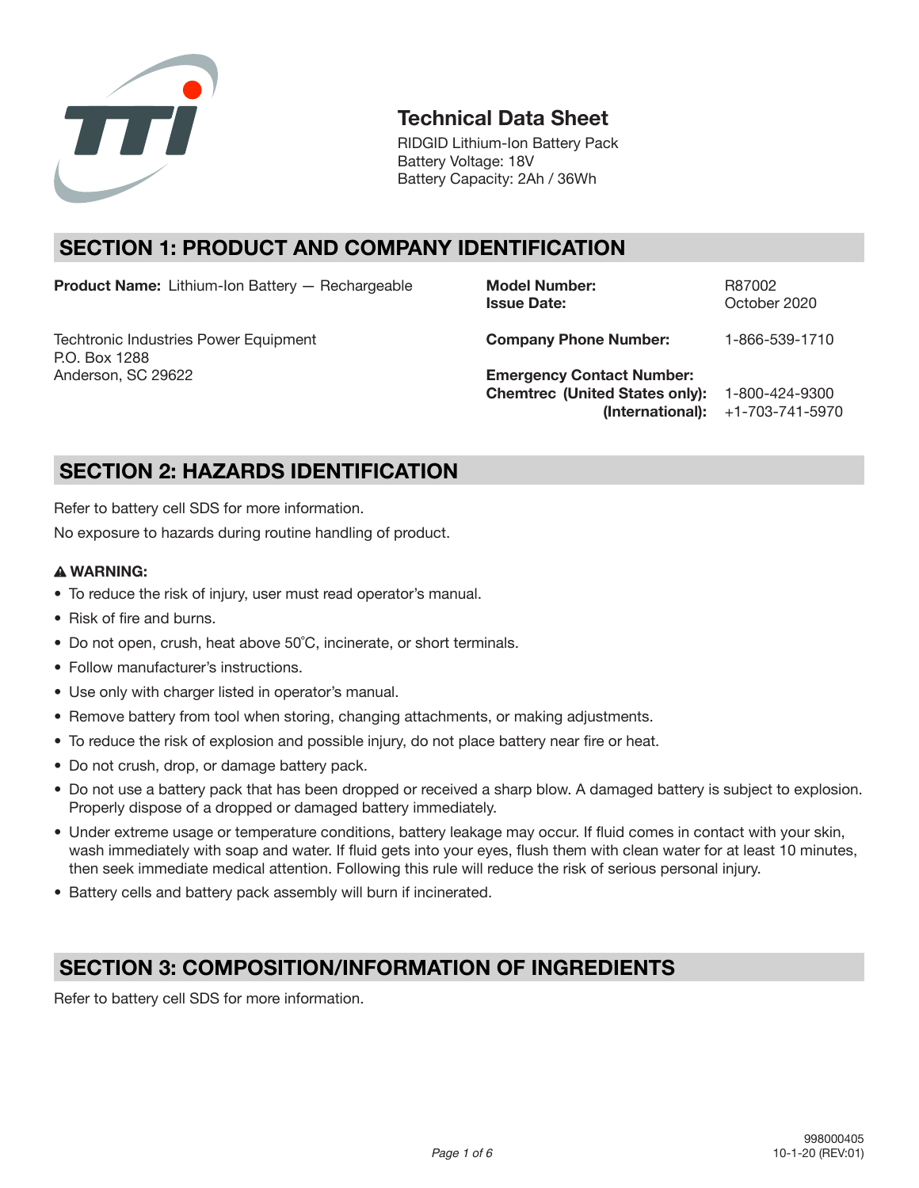# Technical Data Sheet

RIDGID Lithium-Ion Battery Pack
Battery Voltage: 18V
Battery Capacity: 2Ah / 36Wh

## SECTION 1: PRODUCT AND COMPANY IDENTIFICATION

**Product Name:** Lithium-Ion Battery — Rechargeable

Techtronic Industries Power Equipment
P.O. Box 1288
Anderson, SC 29622

| | |
|---|---|
| **Model Number:** | R87002 |
| **Issue Date:** | October 2020 |
| **Company Phone Number:** | 1-866-539-1710 |
| **Emergency Contact Number:** | |
| **Chemtrec (United States only):** | 1-800-424-9300 |
| **(International):** | +1-703-741-5970 |

## SECTION 2: HAZARDS IDENTIFICATION

Refer to battery cell SDS for more information.

No exposure to hazards during routine handling of product.

**⚠ WARNING:**

- To reduce the risk of injury, user must read operator's manual.
- Risk of fire and burns.
- Do not open, crush, heat above 50˚C, incinerate, or short terminals.
- Follow manufacturer's instructions.
- Use only with charger listed in operator's manual.
- Remove battery from tool when storing, changing attachments, or making adjustments.
- To reduce the risk of explosion and possible injury, do not place battery near fire or heat.
- Do not crush, drop, or damage battery pack.
- Do not use a battery pack that has been dropped or received a sharp blow. A damaged battery is subject to explosion. Properly dispose of a dropped or damaged battery immediately.
- Under extreme usage or temperature conditions, battery leakage may occur. If fluid comes in contact with your skin, wash immediately with soap and water. If fluid gets into your eyes, flush them with clean water for at least 10 minutes, then seek immediate medical attention. Following this rule will reduce the risk of serious personal injury.
- Battery cells and battery pack assembly will burn if incinerated.

## SECTION 3: COMPOSITION/INFORMATION OF INGREDIENTS

Refer to battery cell SDS for more information.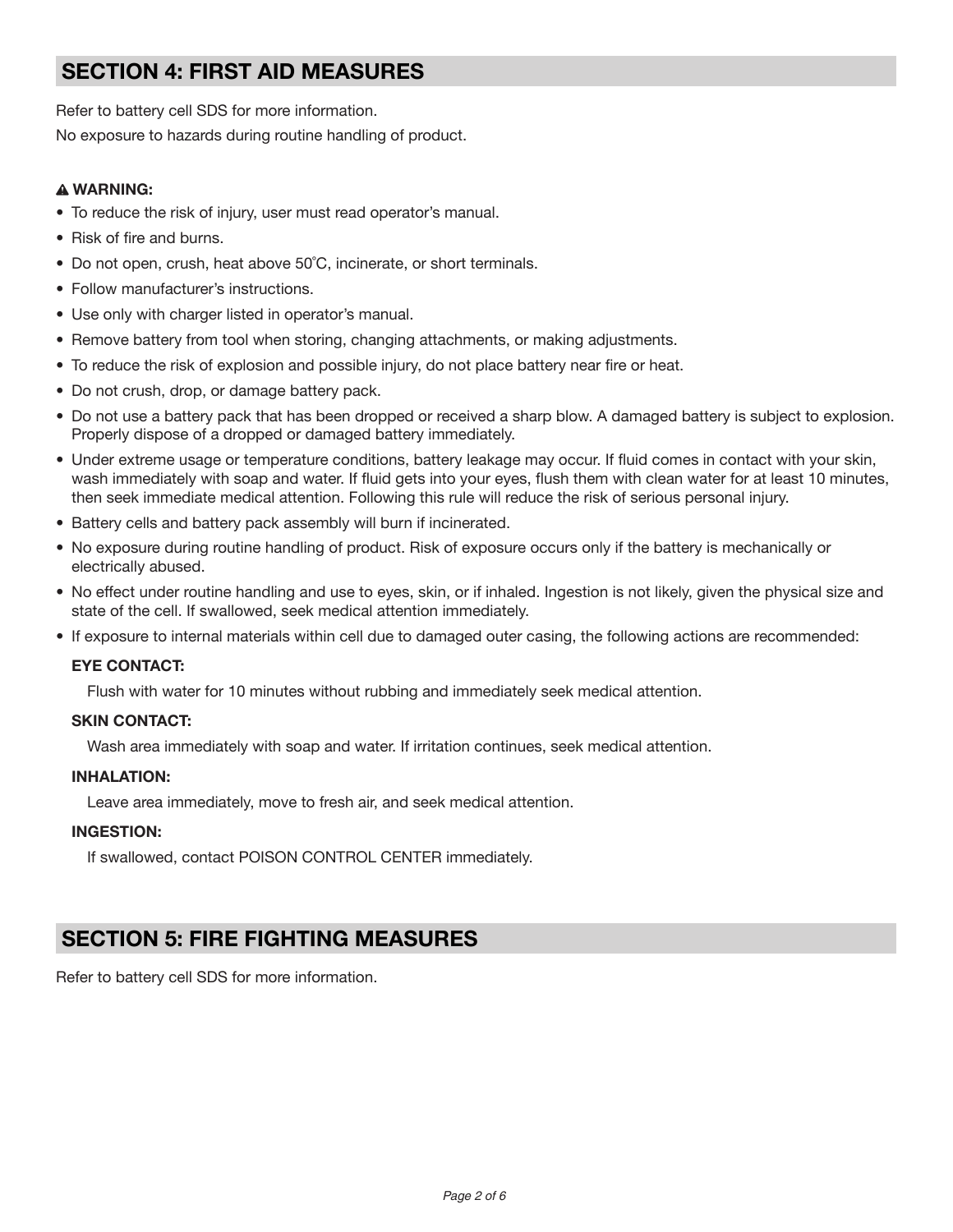## SECTION 4: FIRST AID MEASURES

Refer to battery cell SDS for more information.

No exposure to hazards during routine handling of product.

**⚠ WARNING:**

- To reduce the risk of injury, user must read operator's manual.
- Risk of fire and burns.
- Do not open, crush, heat above 50˚C, incinerate, or short terminals.
- Follow manufacturer's instructions.
- Use only with charger listed in operator's manual.
- Remove battery from tool when storing, changing attachments, or making adjustments.
- To reduce the risk of explosion and possible injury, do not place battery near fire or heat.
- Do not crush, drop, or damage battery pack.
- Do not use a battery pack that has been dropped or received a sharp blow. A damaged battery is subject to explosion. Properly dispose of a dropped or damaged battery immediately.
- Under extreme usage or temperature conditions, battery leakage may occur. If fluid comes in contact with your skin, wash immediately with soap and water. If fluid gets into your eyes, flush them with clean water for at least 10 minutes, then seek immediate medical attention. Following this rule will reduce the risk of serious personal injury.
- Battery cells and battery pack assembly will burn if incinerated.
- No exposure during routine handling of product. Risk of exposure occurs only if the battery is mechanically or electrically abused.
- No effect under routine handling and use to eyes, skin, or if inhaled. Ingestion is not likely, given the physical size and state of the cell. If swallowed, seek medical attention immediately.
- If exposure to internal materials within cell due to damaged outer casing, the following actions are recommended:

  **EYE CONTACT:**

  Flush with water for 10 minutes without rubbing and immediately seek medical attention.

  **SKIN CONTACT:**

  Wash area immediately with soap and water. If irritation continues, seek medical attention.

  **INHALATION:**

  Leave area immediately, move to fresh air, and seek medical attention.

  **INGESTION:**

  If swallowed, contact POISON CONTROL CENTER immediately.

## SECTION 5: FIRE FIGHTING MEASURES

Refer to battery cell SDS for more information.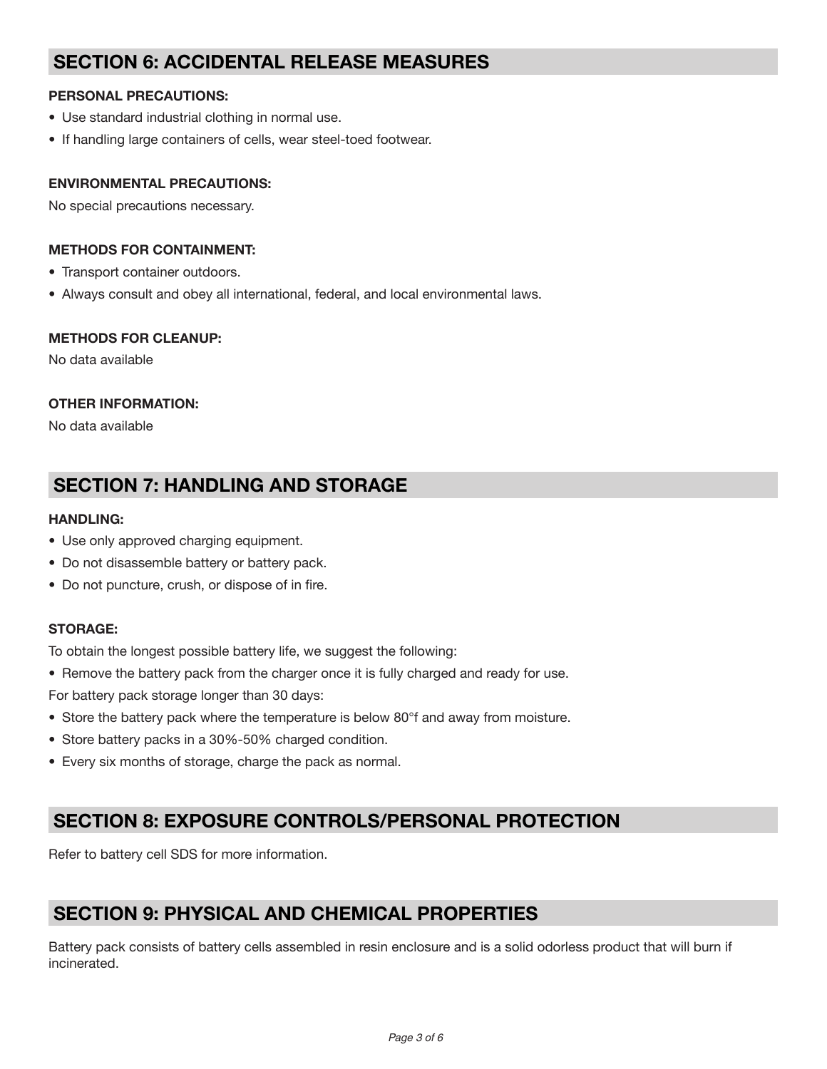## SECTION 6: ACCIDENTAL RELEASE MEASURES

**PERSONAL PRECAUTIONS:**

- Use standard industrial clothing in normal use.
- If handling large containers of cells, wear steel-toed footwear.

**ENVIRONMENTAL PRECAUTIONS:**

No special precautions necessary.

**METHODS FOR CONTAINMENT:**

- Transport container outdoors.
- Always consult and obey all international, federal, and local environmental laws.

**METHODS FOR CLEANUP:**

No data available

**OTHER INFORMATION:**

No data available

## SECTION 7: HANDLING AND STORAGE

**HANDLING:**

- Use only approved charging equipment.
- Do not disassemble battery or battery pack.
- Do not puncture, crush, or dispose of in fire.

**STORAGE:**

To obtain the longest possible battery life, we suggest the following:

- Remove the battery pack from the charger once it is fully charged and ready for use.

For battery pack storage longer than 30 days:

- Store the battery pack where the temperature is below 80°f and away from moisture.
- Store battery packs in a 30%-50% charged condition.
- Every six months of storage, charge the pack as normal.

## SECTION 8: EXPOSURE CONTROLS/PERSONAL PROTECTION

Refer to battery cell SDS for more information.

## SECTION 9: PHYSICAL AND CHEMICAL PROPERTIES

Battery pack consists of battery cells assembled in resin enclosure and is a solid odorless product that will burn if incinerated.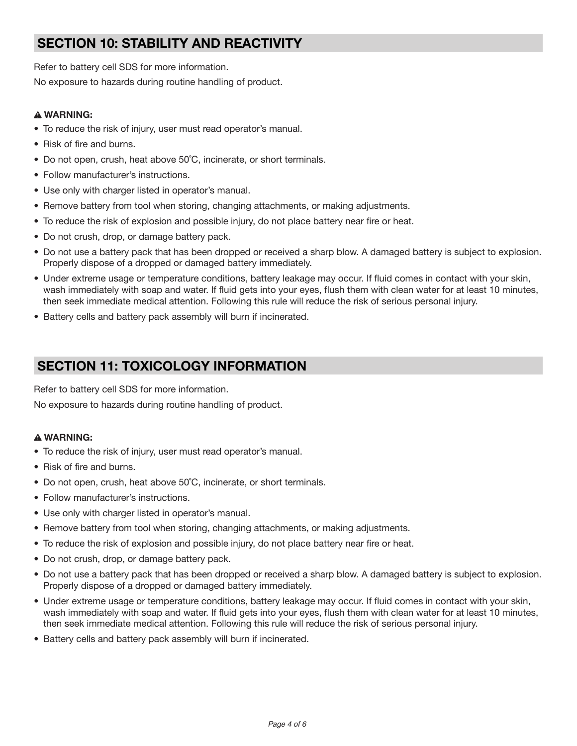## SECTION 10: STABILITY AND REACTIVITY

Refer to battery cell SDS for more information.

No exposure to hazards during routine handling of product.

**⚠ WARNING:**

- To reduce the risk of injury, user must read operator's manual.
- Risk of fire and burns.
- Do not open, crush, heat above 50˚C, incinerate, or short terminals.
- Follow manufacturer's instructions.
- Use only with charger listed in operator's manual.
- Remove battery from tool when storing, changing attachments, or making adjustments.
- To reduce the risk of explosion and possible injury, do not place battery near fire or heat.
- Do not crush, drop, or damage battery pack.
- Do not use a battery pack that has been dropped or received a sharp blow. A damaged battery is subject to explosion. Properly dispose of a dropped or damaged battery immediately.
- Under extreme usage or temperature conditions, battery leakage may occur. If fluid comes in contact with your skin, wash immediately with soap and water. If fluid gets into your eyes, flush them with clean water for at least 10 minutes, then seek immediate medical attention. Following this rule will reduce the risk of serious personal injury.
- Battery cells and battery pack assembly will burn if incinerated.

## SECTION 11: TOXICOLOGY INFORMATION

Refer to battery cell SDS for more information.

No exposure to hazards during routine handling of product.

**⚠ WARNING:**

- To reduce the risk of injury, user must read operator's manual.
- Risk of fire and burns.
- Do not open, crush, heat above 50˚C, incinerate, or short terminals.
- Follow manufacturer's instructions.
- Use only with charger listed in operator's manual.
- Remove battery from tool when storing, changing attachments, or making adjustments.
- To reduce the risk of explosion and possible injury, do not place battery near fire or heat.
- Do not crush, drop, or damage battery pack.
- Do not use a battery pack that has been dropped or received a sharp blow. A damaged battery is subject to explosion. Properly dispose of a dropped or damaged battery immediately.
- Under extreme usage or temperature conditions, battery leakage may occur. If fluid comes in contact with your skin, wash immediately with soap and water. If fluid gets into your eyes, flush them with clean water for at least 10 minutes, then seek immediate medical attention. Following this rule will reduce the risk of serious personal injury.
- Battery cells and battery pack assembly will burn if incinerated.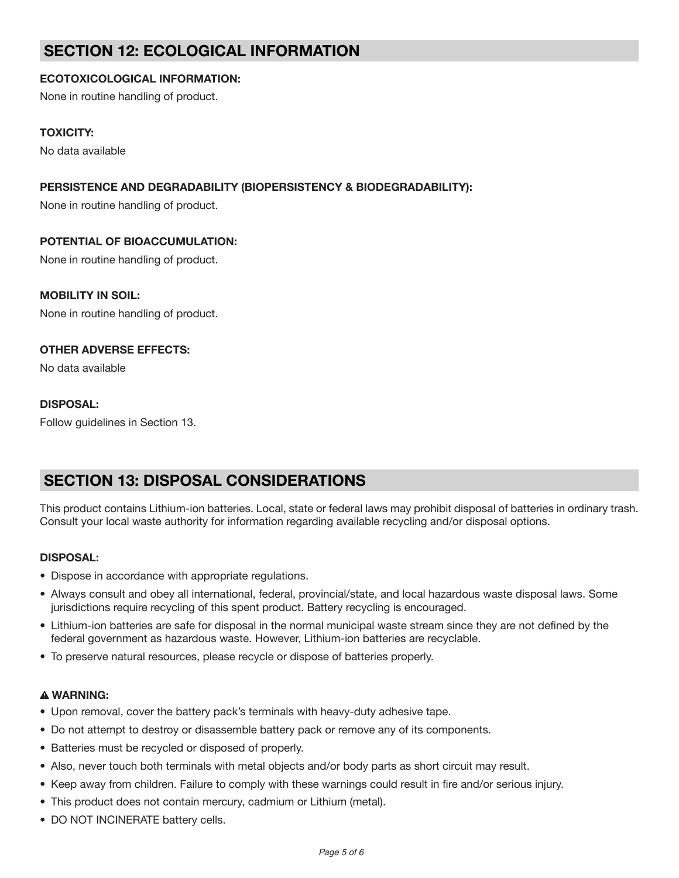## SECTION 12: ECOLOGICAL INFORMATION

**ECOTOXICOLOGICAL INFORMATION:**

None in routine handling of product.

**TOXICITY:**

No data available

**PERSISTENCE AND DEGRADABILITY (BIOPERSISTENCY & BIODEGRADABILITY):**

None in routine handling of product.

**POTENTIAL OF BIOACCUMULATION:**

None in routine handling of product.

**MOBILITY IN SOIL:**

None in routine handling of product.

**OTHER ADVERSE EFFECTS:**

No data available

**DISPOSAL:**

Follow guidelines in Section 13.

## SECTION 13: DISPOSAL CONSIDERATIONS

This product contains Lithium-ion batteries. Local, state or federal laws may prohibit disposal of batteries in ordinary trash. Consult your local waste authority for information regarding available recycling and/or disposal options.

**DISPOSAL:**

- Dispose in accordance with appropriate regulations.
- Always consult and obey all international, federal, provincial/state, and local hazardous waste disposal laws. Some jurisdictions require recycling of this spent product. Battery recycling is encouraged.
- Lithium-ion batteries are safe for disposal in the normal municipal waste stream since they are not defined by the federal government as hazardous waste. However, Lithium-ion batteries are recyclable.
- To preserve natural resources, please recycle or dispose of batteries properly.

**⚠ WARNING:**

- Upon removal, cover the battery pack's terminals with heavy-duty adhesive tape.
- Do not attempt to destroy or disassemble battery pack or remove any of its components.
- Batteries must be recycled or disposed of properly.
- Also, never touch both terminals with metal objects and/or body parts as short circuit may result.
- Keep away from children. Failure to comply with these warnings could result in fire and/or serious injury.
- This product does not contain mercury, cadmium or Lithium (metal).
- DO NOT INCINERATE battery cells.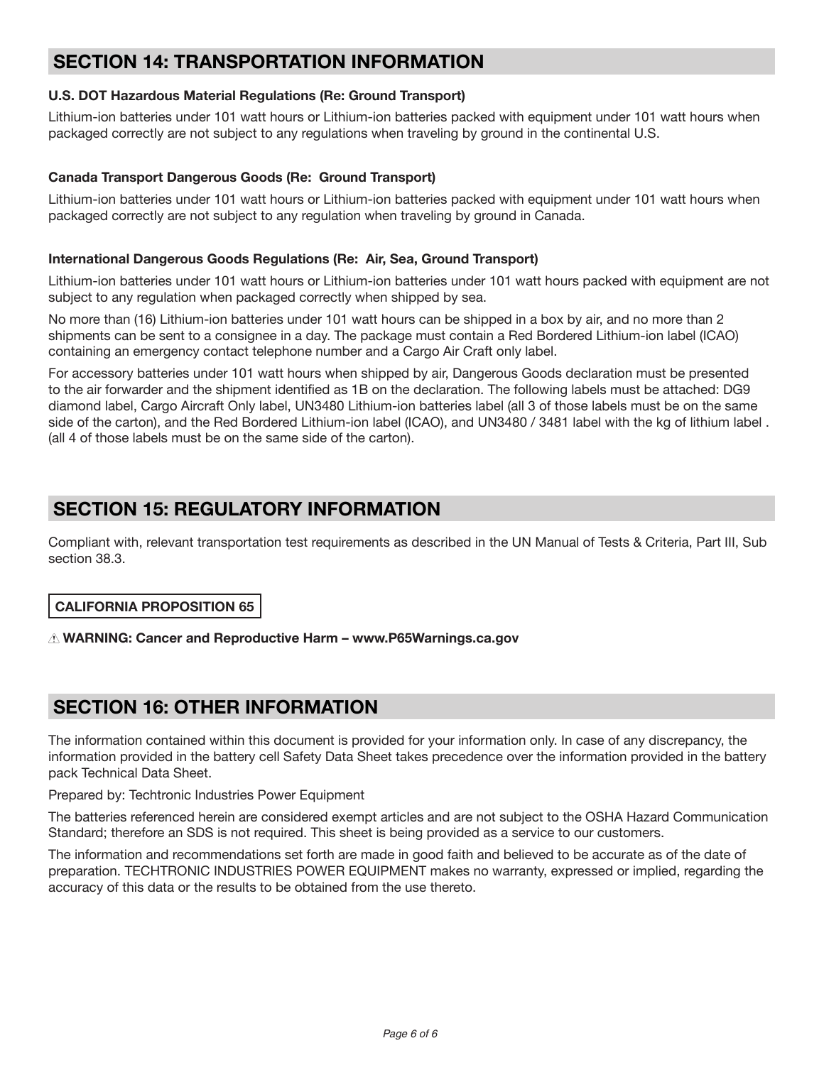## SECTION 14: TRANSPORTATION INFORMATION

**U.S. DOT Hazardous Material Regulations (Re: Ground Transport)**

Lithium-ion batteries under 101 watt hours or Lithium-ion batteries packed with equipment under 101 watt hours when packaged correctly are not subject to any regulations when traveling by ground in the continental U.S.

**Canada Transport Dangerous Goods (Re: Ground Transport)**

Lithium-ion batteries under 101 watt hours or Lithium-ion batteries packed with equipment under 101 watt hours when packaged correctly are not subject to any regulation when traveling by ground in Canada.

**International Dangerous Goods Regulations (Re: Air, Sea, Ground Transport)**

Lithium-ion batteries under 101 watt hours or Lithium-ion batteries under 101 watt hours packed with equipment are not subject to any regulation when packaged correctly when shipped by sea.

No more than (16) Lithium-ion batteries under 101 watt hours can be shipped in a box by air, and no more than 2 shipments can be sent to a consignee in a day. The package must contain a Red Bordered Lithium-ion label (ICAO) containing an emergency contact telephone number and a Cargo Air Craft only label.

For accessory batteries under 101 watt hours when shipped by air, Dangerous Goods declaration must be presented to the air forwarder and the shipment identified as 1B on the declaration. The following labels must be attached: DG9 diamond label, Cargo Aircraft Only label, UN3480 Lithium-ion batteries label (all 3 of those labels must be on the same side of the carton), and the Red Bordered Lithium-ion label (ICAO), and UN3480 / 3481 label with the kg of lithium label . (all 4 of those labels must be on the same side of the carton).

## SECTION 15: REGULATORY INFORMATION

Compliant with, relevant transportation test requirements as described in the UN Manual of Tests & Criteria, Part III, Sub section 38.3.

**CALIFORNIA PROPOSITION 65**

⚠ **WARNING: Cancer and Reproductive Harm – www.P65Warnings.ca.gov**

## SECTION 16: OTHER INFORMATION

The information contained within this document is provided for your information only. In case of any discrepancy, the information provided in the battery cell Safety Data Sheet takes precedence over the information provided in the battery pack Technical Data Sheet.

Prepared by: Techtronic Industries Power Equipment

The batteries referenced herein are considered exempt articles and are not subject to the OSHA Hazard Communication Standard; therefore an SDS is not required. This sheet is being provided as a service to our customers.

The information and recommendations set forth are made in good faith and believed to be accurate as of the date of preparation. TECHTRONIC INDUSTRIES POWER EQUIPMENT makes no warranty, expressed or implied, regarding the accuracy of this data or the results to be obtained from the use thereto.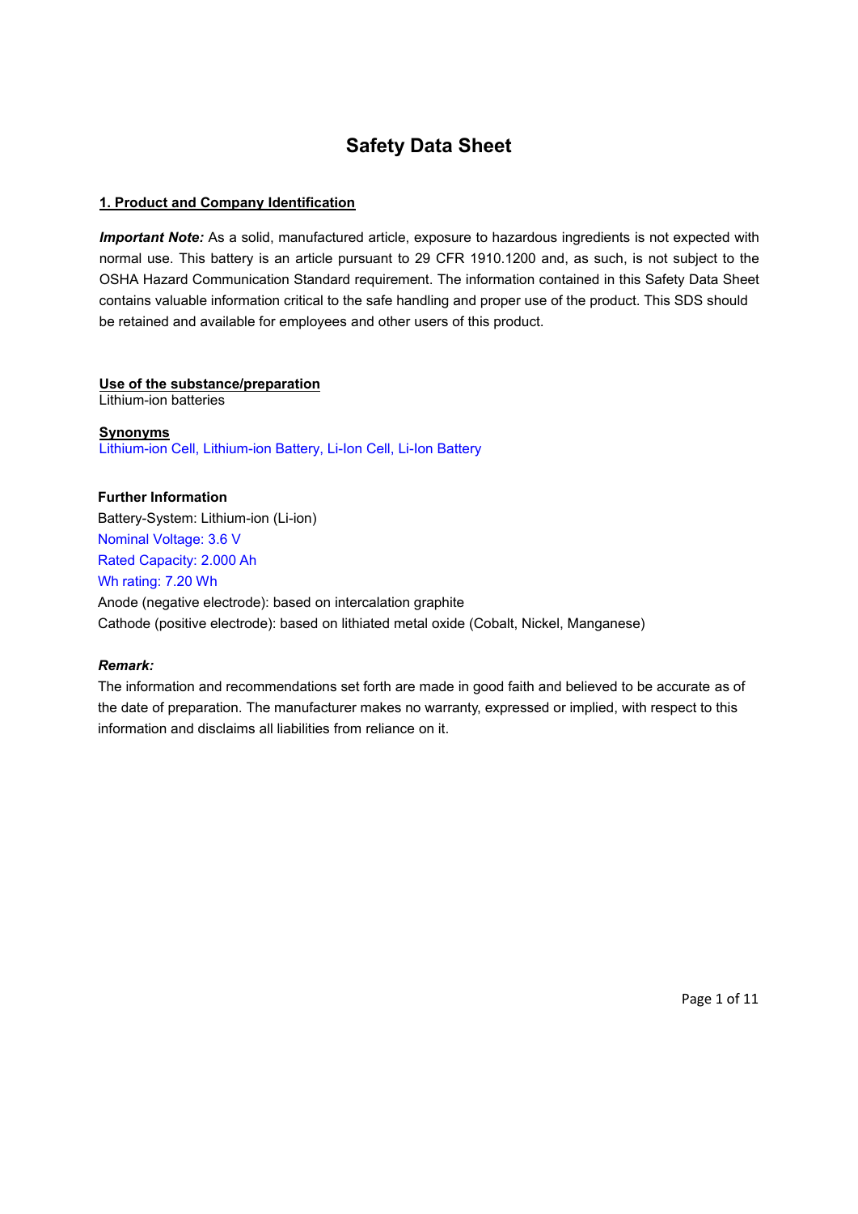# Safety Data Sheet

## 1. Product and Company Identification

***Important Note:*** As a solid, manufactured article, exposure to hazardous ingredients is not expected with normal use. This battery is an article pursuant to 29 CFR 1910.1200 and, as such, is not subject to the OSHA Hazard Communication Standard requirement. The information contained in this Safety Data Sheet contains valuable information critical to the safe handling and proper use of the product. This SDS should be retained and available for employees and other users of this product.

**Use of the substance/preparation**
Lithium-ion batteries

**Synonyms**
Lithium-ion Cell, Lithium-ion Battery, Li-Ion Cell, Li-Ion Battery

**Further Information**

Battery-System: Lithium-ion (Li-ion)
Nominal Voltage: 3.6 V
Rated Capacity: 2.000 Ah
Wh rating: 7.20 Wh
Anode (negative electrode): based on intercalation graphite
Cathode (positive electrode): based on lithiated metal oxide (Cobalt, Nickel, Manganese)

***Remark:***

The information and recommendations set forth are made in good faith and believed to be accurate as of the date of preparation. The manufacturer makes no warranty, expressed or implied, with respect to this information and disclaims all liabilities from reliance on it.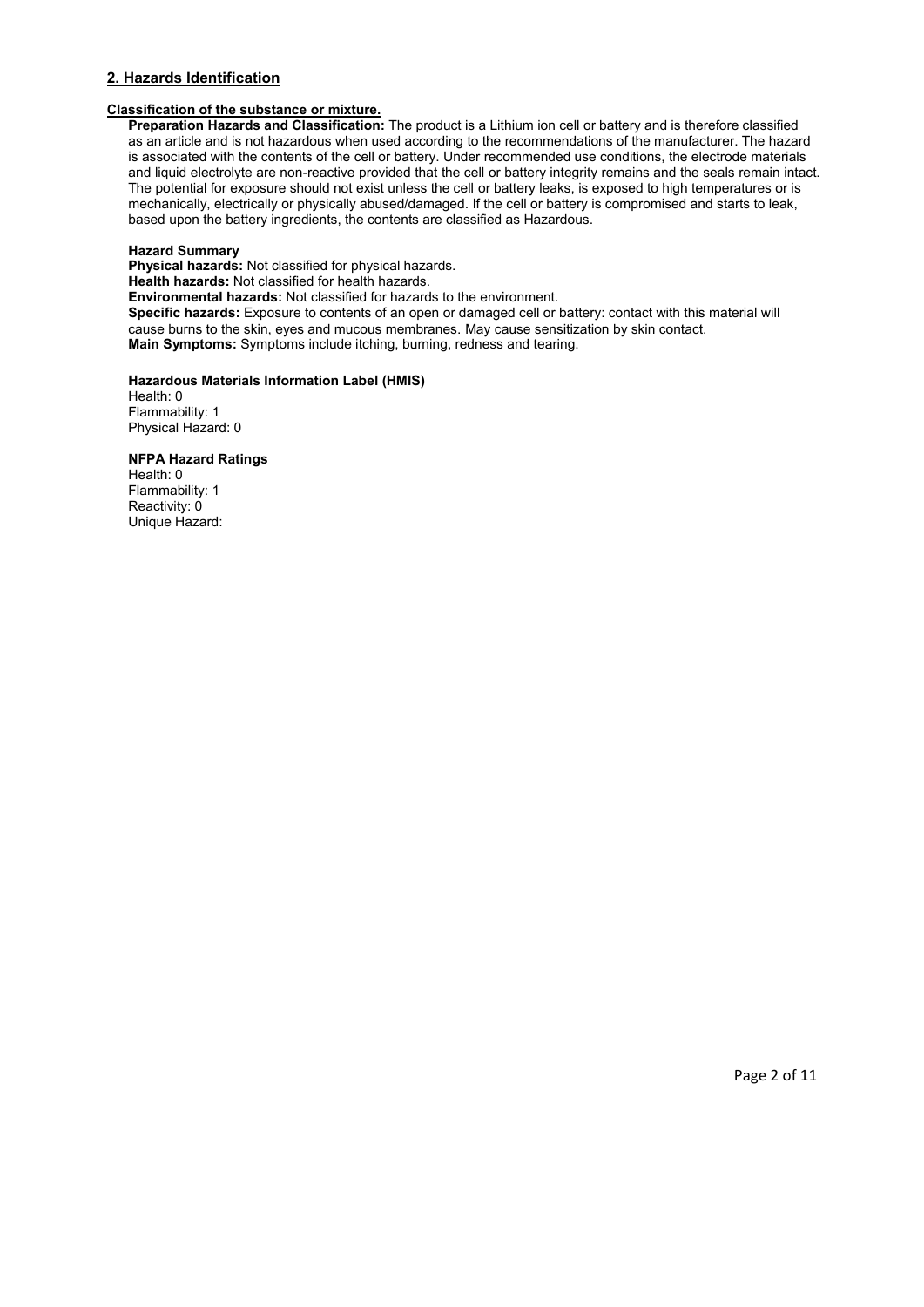## 2. Hazards Identification

**Classification of the substance or mixture.**

**Preparation Hazards and Classification:** The product is a Lithium ion cell or battery and is therefore classified as an article and is not hazardous when used according to the recommendations of the manufacturer. The hazard is associated with the contents of the cell or battery. Under recommended use conditions, the electrode materials and liquid electrolyte are non-reactive provided that the cell or battery integrity remains and the seals remain intact. The potential for exposure should not exist unless the cell or battery leaks, is exposed to high temperatures or is mechanically, electrically or physically abused/damaged. If the cell or battery is compromised and starts to leak, based upon the battery ingredients, the contents are classified as Hazardous.

**Hazard Summary**

**Physical hazards:** Not classified for physical hazards.
**Health hazards:** Not classified for health hazards.
**Environmental hazards:** Not classified for hazards to the environment.
**Specific hazards:** Exposure to contents of an open or damaged cell or battery: contact with this material will cause burns to the skin, eyes and mucous membranes. May cause sensitization by skin contact.
**Main Symptoms:** Symptoms include itching, burning, redness and tearing.

**Hazardous Materials Information Label (HMIS)**

Health: 0
Flammability: 1
Physical Hazard: 0

**NFPA Hazard Ratings**

Health: 0
Flammability: 1
Reactivity: 0
Unique Hazard: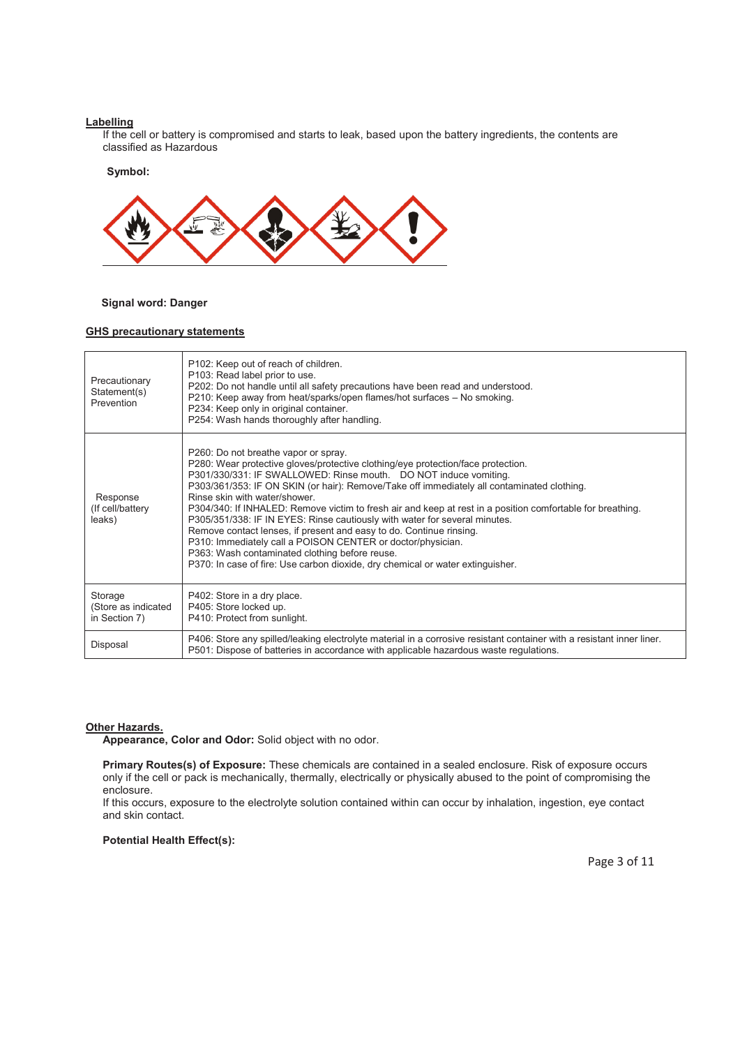## Labelling

If the cell or battery is compromised and starts to leak, based upon the battery ingredients, the contents are classified as Hazardous

**Symbol:**

**Signal word: Danger**

## GHS precautionary statements

| | |
|---|---|
| Precautionary Statement(s) Prevention | P102: Keep out of reach of children.<br>P103: Read label prior to use.<br>P202: Do not handle until all safety precautions have been read and understood.<br>P210: Keep away from heat/sparks/open flames/hot surfaces – No smoking.<br>P234: Keep only in original container.<br>P254: Wash hands thoroughly after handling. |
| Response (If cell/battery leaks) | P260: Do not breathe vapor or spray.<br>P280: Wear protective gloves/protective clothing/eye protection/face protection.<br>P301/330/331: IF SWALLOWED: Rinse mouth. DO NOT induce vomiting.<br>P303/361/353: IF ON SKIN (or hair): Remove/Take off immediately all contaminated clothing.<br>Rinse skin with water/shower.<br>P304/340: If INHALED: Remove victim to fresh air and keep at rest in a position comfortable for breathing.<br>P305/351/338: IF IN EYES: Rinse cautiously with water for several minutes.<br>Remove contact lenses, if present and easy to do. Continue rinsing.<br>P310: Immediately call a POISON CENTER or doctor/physician.<br>P363: Wash contaminated clothing before reuse.<br>P370: In case of fire: Use carbon dioxide, dry chemical or water extinguisher. |
| Storage (Store as indicated in Section 7) | P402: Store in a dry place.<br>P405: Store locked up.<br>P410: Protect from sunlight. |
| Disposal | P406: Store any spilled/leaking electrolyte material in a corrosive resistant container with a resistant inner liner.<br>P501: Dispose of batteries in accordance with applicable hazardous waste regulations. |

## Other Hazards.

**Appearance, Color and Odor:** Solid object with no odor.

**Primary Routes(s) of Exposure:** These chemicals are contained in a sealed enclosure. Risk of exposure occurs only if the cell or pack is mechanically, thermally, electrically or physically abused to the point of compromising the enclosure.
If this occurs, exposure to the electrolyte solution contained within can occur by inhalation, ingestion, eye contact and skin contact.

**Potential Health Effect(s):**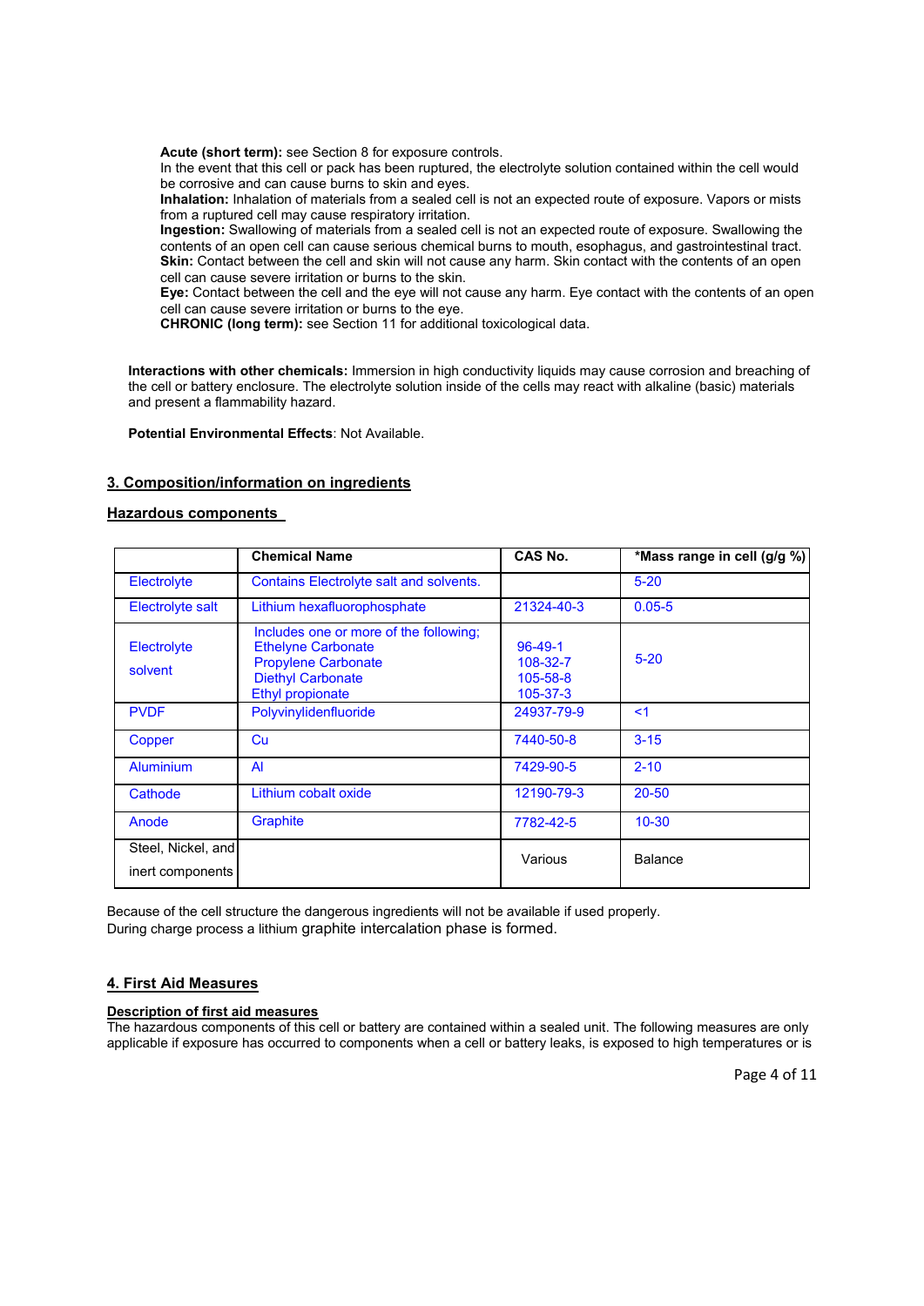**Acute (short term):** see Section 8 for exposure controls.
In the event that this cell or pack has been ruptured, the electrolyte solution contained within the cell would be corrosive and can cause burns to skin and eyes.
**Inhalation:** Inhalation of materials from a sealed cell is not an expected route of exposure. Vapors or mists from a ruptured cell may cause respiratory irritation.
**Ingestion:** Swallowing of materials from a sealed cell is not an expected route of exposure. Swallowing the contents of an open cell can cause serious chemical burns to mouth, esophagus, and gastrointestinal tract.
**Skin:** Contact between the cell and skin will not cause any harm. Skin contact with the contents of an open cell can cause severe irritation or burns to the skin.
**Eye:** Contact between the cell and the eye will not cause any harm. Eye contact with the contents of an open cell can cause severe irritation or burns to the eye.
**CHRONIC (long term):** see Section 11 for additional toxicological data.

**Interactions with other chemicals:** Immersion in high conductivity liquids may cause corrosion and breaching of the cell or battery enclosure. The electrolyte solution inside of the cells may react with alkaline (basic) materials and present a flammability hazard.

**Potential Environmental Effects**: Not Available.

## 3. Composition/information on ingredients

### Hazardous components

| | Chemical Name | CAS No. | *Mass range in cell (g/g %) |
|---|---|---|---|
| Electrolyte | Contains Electrolyte salt and solvents. | | 5-20 |
| Electrolyte salt | Lithium hexafluorophosphate | 21324-40-3 | 0.05-5 |
| Electrolyte solvent | Includes one or more of the following; Ethelyne Carbonate Propylene Carbonate Diethyl Carbonate Ethyl propionate | 96-49-1 108-32-7 105-58-8 105-37-3 | 5-20 |
| PVDF | Polyvinylidenfluoride | 24937-79-9 | <1 |
| Copper | Cu | 7440-50-8 | 3-15 |
| Aluminium | Al | 7429-90-5 | 2-10 |
| Cathode | Lithium cobalt oxide | 12190-79-3 | 20-50 |
| Anode | Graphite | 7782-42-5 | 10-30 |
| Steel, Nickel, and inert components | | Various | Balance |

Because of the cell structure the dangerous ingredients will not be available if used properly.
During charge process a lithium graphite intercalation phase is formed.

## 4. First Aid Measures

**Description of first aid measures**
The hazardous components of this cell or battery are contained within a sealed unit. The following measures are only applicable if exposure has occurred to components when a cell or battery leaks, is exposed to high temperatures or is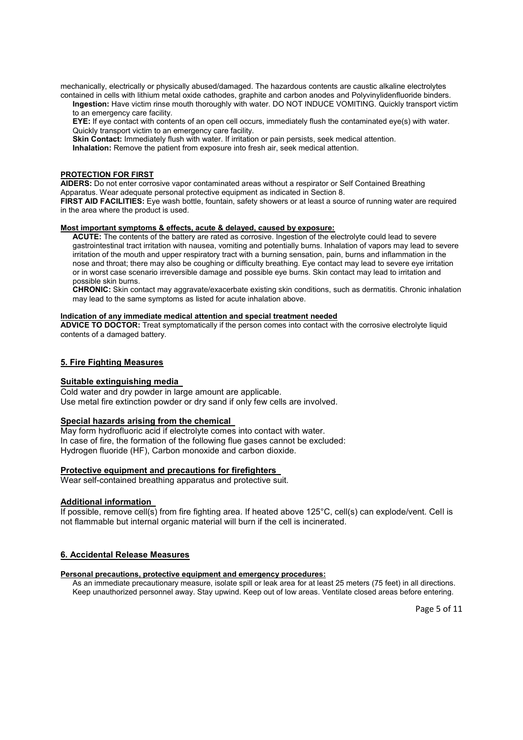mechanically, electrically or physically abused/damaged. The hazardous contents are caustic alkaline electrolytes contained in cells with lithium metal oxide cathodes, graphite and carbon anodes and Polyvinylidenfluoride binders.

**Ingestion:** Have victim rinse mouth thoroughly with water. DO NOT INDUCE VOMITING. Quickly transport victim to an emergency care facility.

**EYE:** If eye contact with contents of an open cell occurs, immediately flush the contaminated eye(s) with water. Quickly transport victim to an emergency care facility.

**Skin Contact:** Immediately flush with water. If irritation or pain persists, seek medical attention.

**Inhalation:** Remove the patient from exposure into fresh air, seek medical attention.

**PROTECTION FOR FIRST**

**AIDERS:** Do not enter corrosive vapor contaminated areas without a respirator or Self Contained Breathing Apparatus. Wear adequate personal protective equipment as indicated in Section 8.

**FIRST AID FACILITIES:** Eye wash bottle, fountain, safety showers or at least a source of running water are required in the area where the product is used.

**Most important symptoms & effects, acute & delayed, caused by exposure:**

**ACUTE:** The contents of the battery are rated as corrosive. Ingestion of the electrolyte could lead to severe gastrointestinal tract irritation with nausea, vomiting and potentially burns. Inhalation of vapors may lead to severe irritation of the mouth and upper respiratory tract with a burning sensation, pain, burns and inflammation in the nose and throat; there may also be coughing or difficulty breathing. Eye contact may lead to severe eye irritation or in worst case scenario irreversible damage and possible eye burns. Skin contact may lead to irritation and possible skin burns.

**CHRONIC:** Skin contact may aggravate/exacerbate existing skin conditions, such as dermatitis. Chronic inhalation may lead to the same symptoms as listed for acute inhalation above.

**Indication of any immediate medical attention and special treatment needed**

**ADVICE TO DOCTOR:** Treat symptomatically if the person comes into contact with the corrosive electrolyte liquid contents of a damaged battery.

## 5. Fire Fighting Measures

### Suitable extinguishing media

Cold water and dry powder in large amount are applicable.
Use metal fire extinction powder or dry sand if only few cells are involved.

### Special hazards arising from the chemical

May form hydrofluoric acid if electrolyte comes into contact with water.
In case of fire, the formation of the following flue gases cannot be excluded:
Hydrogen fluoride (HF), Carbon monoxide and carbon dioxide.

### Protective equipment and precautions for firefighters

Wear self-contained breathing apparatus and protective suit.

### Additional information

If possible, remove cell(s) from fire fighting area. If heated above 125°C, cell(s) can explode/vent. Cell is not flammable but internal organic material will burn if the cell is incinerated.

## 6. Accidental Release Measures

**Personal precautions, protective equipment and emergency procedures:**

As an immediate precautionary measure, isolate spill or leak area for at least 25 meters (75 feet) in all directions. Keep unauthorized personnel away. Stay upwind. Keep out of low areas. Ventilate closed areas before entering.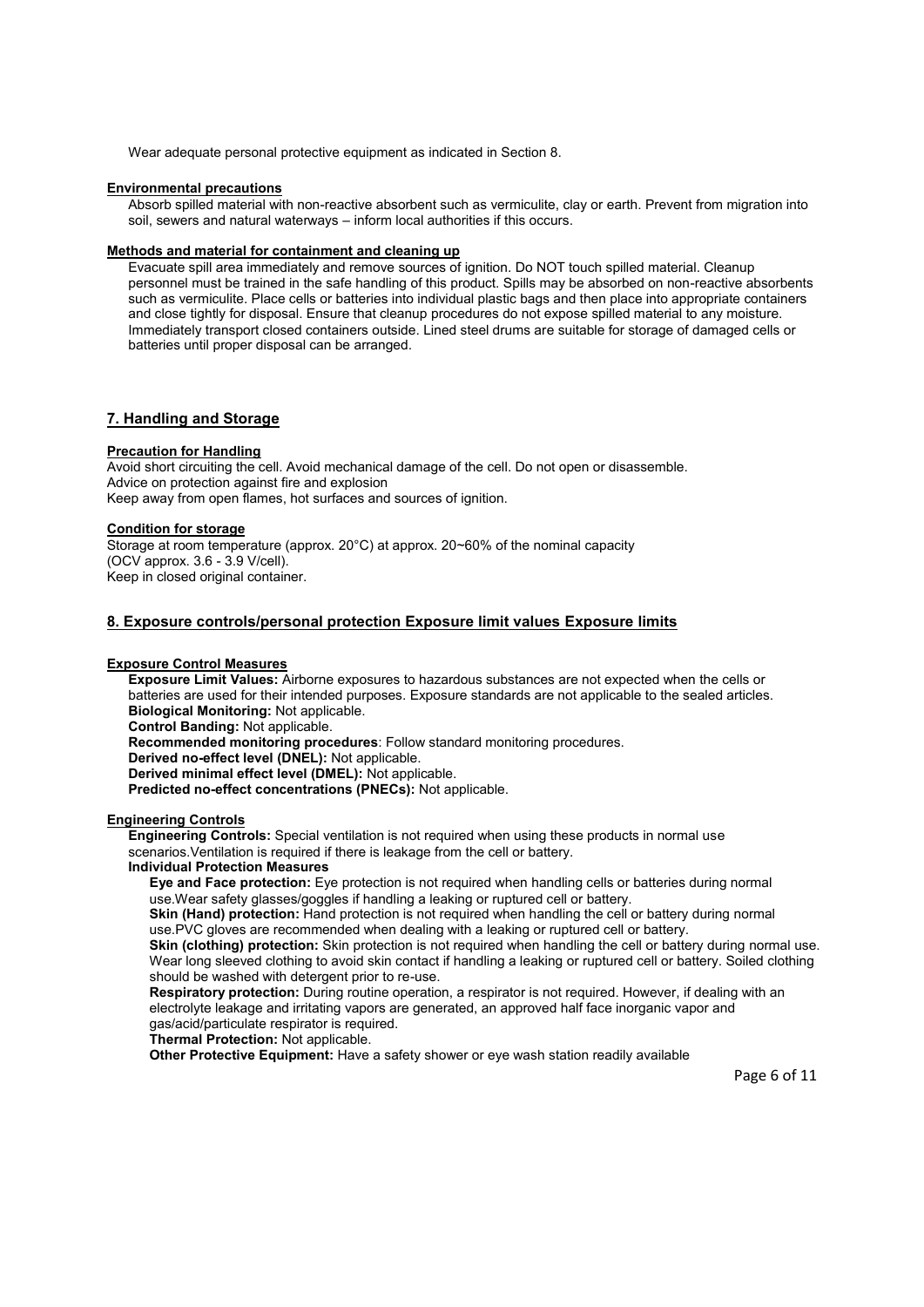Wear adequate personal protective equipment as indicated in Section 8.

**Environmental precautions**

Absorb spilled material with non-reactive absorbent such as vermiculite, clay or earth. Prevent from migration into soil, sewers and natural waterways – inform local authorities if this occurs.

**Methods and material for containment and cleaning up**

Evacuate spill area immediately and remove sources of ignition. Do NOT touch spilled material. Cleanup personnel must be trained in the safe handling of this product. Spills may be absorbed on non-reactive absorbents such as vermiculite. Place cells or batteries into individual plastic bags and then place into appropriate containers and close tightly for disposal. Ensure that cleanup procedures do not expose spilled material to any moisture. Immediately transport closed containers outside. Lined steel drums are suitable for storage of damaged cells or batteries until proper disposal can be arranged.

## 7. Handling and Storage

**Precaution for Handling**

Avoid short circuiting the cell. Avoid mechanical damage of the cell. Do not open or disassemble.
Advice on protection against fire and explosion
Keep away from open flames, hot surfaces and sources of ignition.

**Condition for storage**

Storage at room temperature (approx. 20°C) at approx. 20~60% of the nominal capacity (OCV approx. 3.6 - 3.9 V/cell).
Keep in closed original container.

## 8. Exposure controls/personal protection Exposure limit values Exposure limits

**Exposure Control Measures**

**Exposure Limit Values:** Airborne exposures to hazardous substances are not expected when the cells or batteries are used for their intended purposes. Exposure standards are not applicable to the sealed articles.
**Biological Monitoring:** Not applicable.
**Control Banding:** Not applicable.
**Recommended monitoring procedures**: Follow standard monitoring procedures.
**Derived no-effect level (DNEL):** Not applicable.
**Derived minimal effect level (DMEL):** Not applicable.
**Predicted no-effect concentrations (PNECs):** Not applicable.

**Engineering Controls**

**Engineering Controls:** Special ventilation is not required when using these products in normal use scenarios.Ventilation is required if there is leakage from the cell or battery.

**Individual Protection Measures**

**Eye and Face protection:** Eye protection is not required when handling cells or batteries during normal use.Wear safety glasses/goggles if handling a leaking or ruptured cell or battery.
**Skin (Hand) protection:** Hand protection is not required when handling the cell or battery during normal use.PVC gloves are recommended when dealing with a leaking or ruptured cell or battery.
**Skin (clothing) protection:** Skin protection is not required when handling the cell or battery during normal use. Wear long sleeved clothing to avoid skin contact if handling a leaking or ruptured cell or battery. Soiled clothing should be washed with detergent prior to re-use.
**Respiratory protection:** During routine operation, a respirator is not required. However, if dealing with an electrolyte leakage and irritating vapors are generated, an approved half face inorganic vapor and gas/acid/particulate respirator is required.
**Thermal Protection:** Not applicable.
**Other Protective Equipment:** Have a safety shower or eye wash station readily available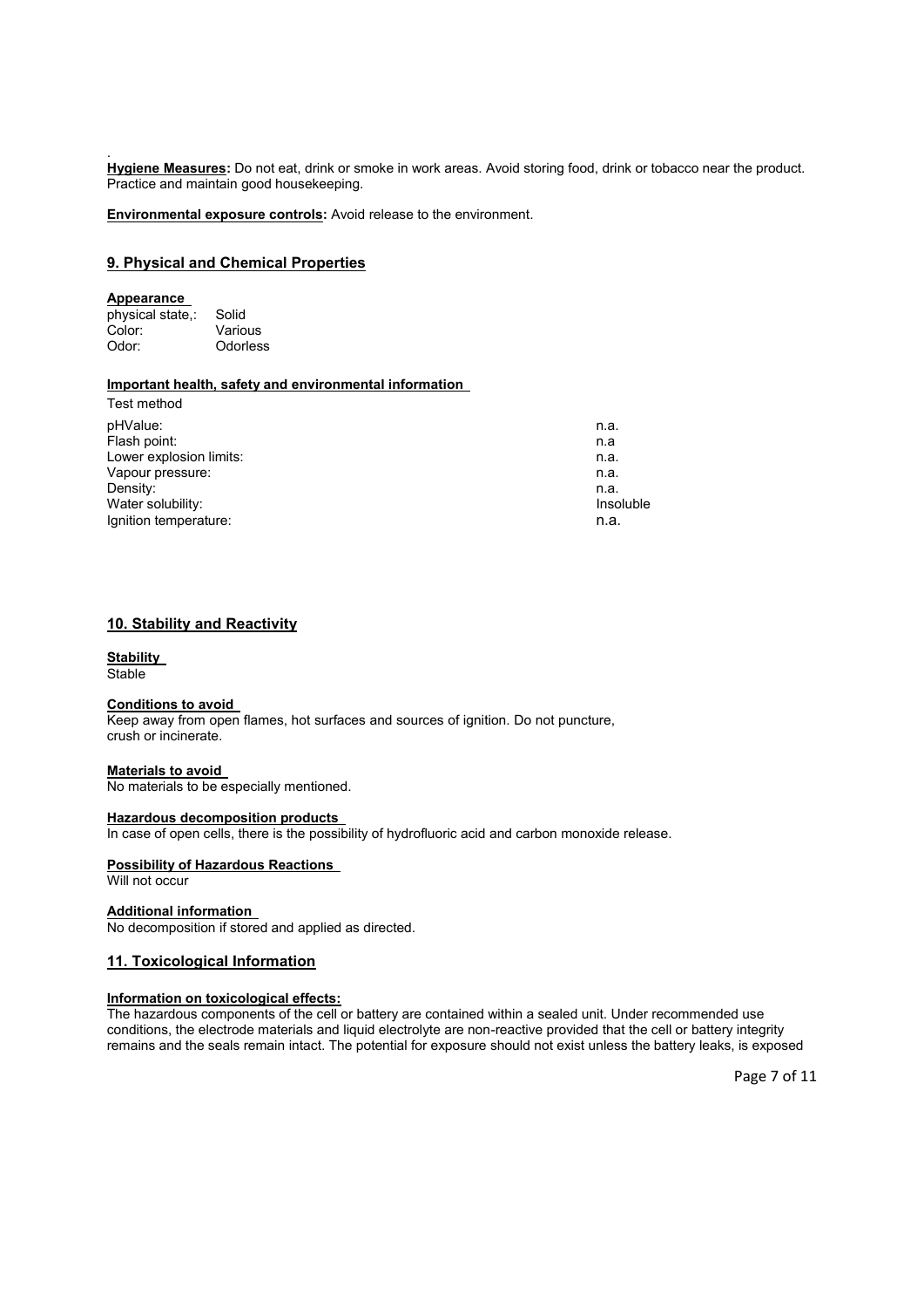.

**Hygiene Measures:** Do not eat, drink or smoke in work areas. Avoid storing food, drink or tobacco near the product. Practice and maintain good housekeeping.

**Environmental exposure controls:** Avoid release to the environment.

## 9. Physical and Chemical Properties

**Appearance**

| | |
|---|---|
| physical state,: | Solid |
| Color: | Various |
| Odor: | Odorless |

**Important health, safety and environmental information**

Test method

| | |
|---|---|
| pHValue: | n.a. |
| Flash point: | n.a |
| Lower explosion limits: | n.a. |
| Vapour pressure: | n.a. |
| Density: | n.a. |
| Water solubility: | Insoluble |
| Ignition temperature: | n.a. |

## 10. Stability and Reactivity

**Stability**

Stable

**Conditions to avoid**

Keep away from open flames, hot surfaces and sources of ignition. Do not puncture, crush or incinerate.

**Materials to avoid**

No materials to be especially mentioned.

**Hazardous decomposition products**

In case of open cells, there is the possibility of hydrofluoric acid and carbon monoxide release.

**Possibility of Hazardous Reactions**

Will not occur

**Additional information**

No decomposition if stored and applied as directed.

## 11. Toxicological Information

**Information on toxicological effects:**

The hazardous components of the cell or battery are contained within a sealed unit. Under recommended use conditions, the electrode materials and liquid electrolyte are non-reactive provided that the cell or battery integrity remains and the seals remain intact. The potential for exposure should not exist unless the battery leaks, is exposed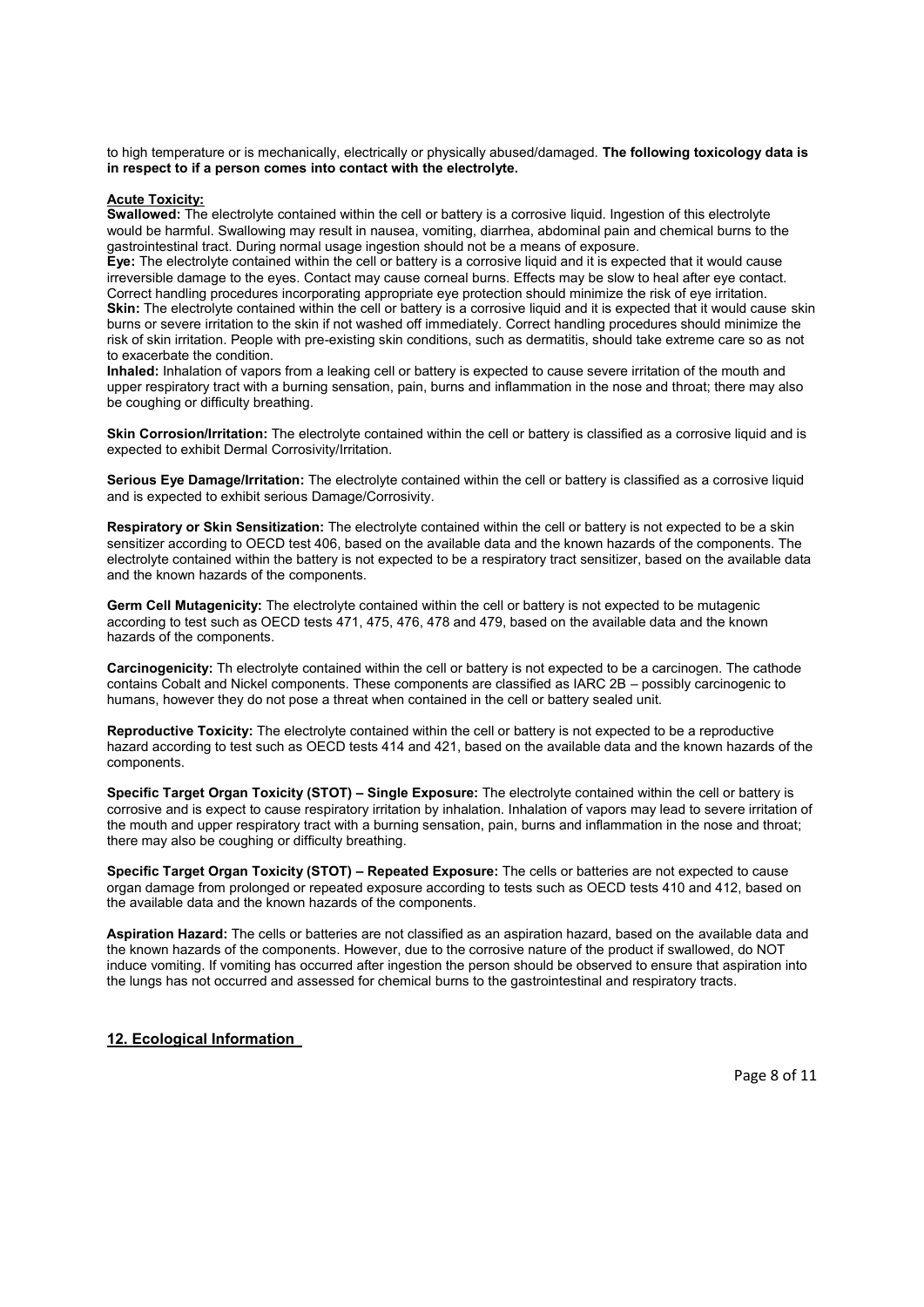to high temperature or is mechanically, electrically or physically abused/damaged. **The following toxicology data is in respect to if a person comes into contact with the electrolyte.**

**Acute Toxicity:**

**Swallowed:** The electrolyte contained within the cell or battery is a corrosive liquid. Ingestion of this electrolyte would be harmful. Swallowing may result in nausea, vomiting, diarrhea, abdominal pain and chemical burns to the gastrointestinal tract. During normal usage ingestion should not be a means of exposure.

**Eye:** The electrolyte contained within the cell or battery is a corrosive liquid and it is expected that it would cause irreversible damage to the eyes. Contact may cause corneal burns. Effects may be slow to heal after eye contact. Correct handling procedures incorporating appropriate eye protection should minimize the risk of eye irritation.

**Skin:** The electrolyte contained within the cell or battery is a corrosive liquid and it is expected that it would cause skin burns or severe irritation to the skin if not washed off immediately. Correct handling procedures should minimize the risk of skin irritation. People with pre-existing skin conditions, such as dermatitis, should take extreme care so as not to exacerbate the condition.

**Inhaled:** Inhalation of vapors from a leaking cell or battery is expected to cause severe irritation of the mouth and upper respiratory tract with a burning sensation, pain, burns and inflammation in the nose and throat; there may also be coughing or difficulty breathing.

**Skin Corrosion/Irritation:** The electrolyte contained within the cell or battery is classified as a corrosive liquid and is expected to exhibit Dermal Corrosivity/Irritation.

**Serious Eye Damage/Irritation:** The electrolyte contained within the cell or battery is classified as a corrosive liquid and is expected to exhibit serious Damage/Corrosivity.

**Respiratory or Skin Sensitization:** The electrolyte contained within the cell or battery is not expected to be a skin sensitizer according to OECD test 406, based on the available data and the known hazards of the components. The electrolyte contained within the battery is not expected to be a respiratory tract sensitizer, based on the available data and the known hazards of the components.

**Germ Cell Mutagenicity:** The electrolyte contained within the cell or battery is not expected to be mutagenic according to test such as OECD tests 471, 475, 476, 478 and 479, based on the available data and the known hazards of the components.

**Carcinogenicity:** Th electrolyte contained within the cell or battery is not expected to be a carcinogen. The cathode contains Cobalt and Nickel components. These components are classified as IARC 2B – possibly carcinogenic to humans, however they do not pose a threat when contained in the cell or battery sealed unit.

**Reproductive Toxicity:** The electrolyte contained within the cell or battery is not expected to be a reproductive hazard according to test such as OECD tests 414 and 421, based on the available data and the known hazards of the components.

**Specific Target Organ Toxicity (STOT) – Single Exposure:** The electrolyte contained within the cell or battery is corrosive and is expect to cause respiratory irritation by inhalation. Inhalation of vapors may lead to severe irritation of the mouth and upper respiratory tract with a burning sensation, pain, burns and inflammation in the nose and throat; there may also be coughing or difficulty breathing.

**Specific Target Organ Toxicity (STOT) – Repeated Exposure:** The cells or batteries are not expected to cause organ damage from prolonged or repeated exposure according to tests such as OECD tests 410 and 412, based on the available data and the known hazards of the components.

**Aspiration Hazard:** The cells or batteries are not classified as an aspiration hazard, based on the available data and the known hazards of the components. However, due to the corrosive nature of the product if swallowed, do NOT induce vomiting. If vomiting has occurred after ingestion the person should be observed to ensure that aspiration into the lungs has not occurred and assessed for chemical burns to the gastrointestinal and respiratory tracts.

## 12. Ecological Information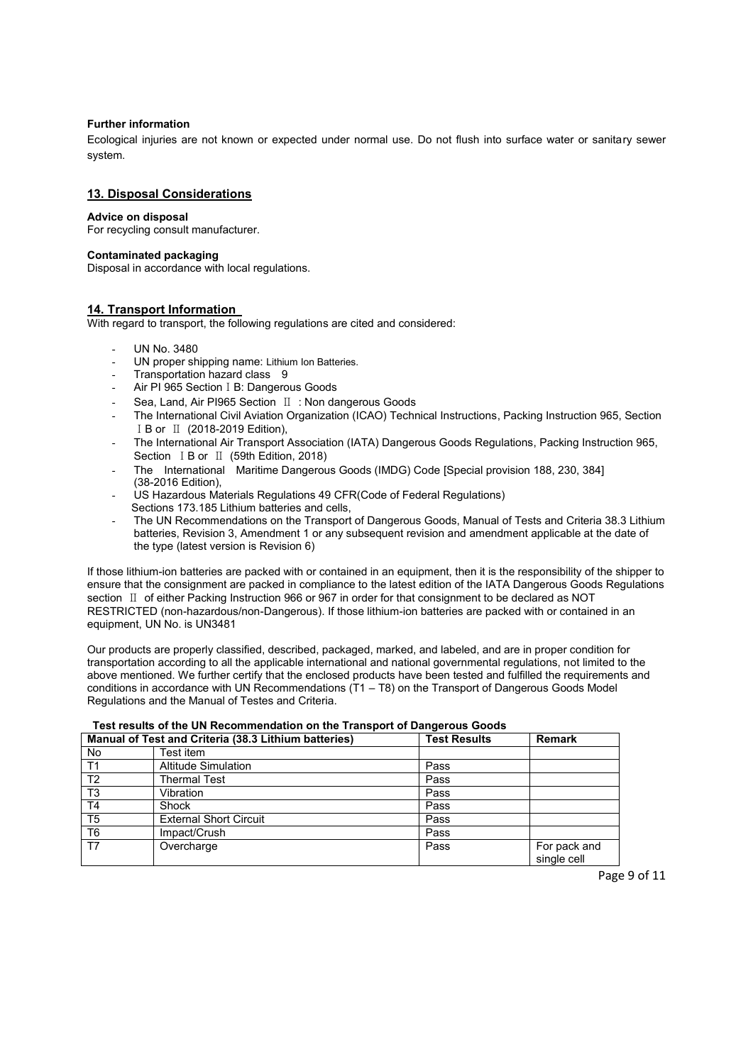**Further information**

Ecological injuries are not known or expected under normal use. Do not flush into surface water or sanitary sewer system.

## 13. Disposal Considerations

**Advice on disposal**

For recycling consult manufacturer.

**Contaminated packaging**

Disposal in accordance with local regulations.

## 14. Transport Information

With regard to transport, the following regulations are cited and considered:

- UN No. 3480
- UN proper shipping name: Lithium Ion Batteries.
- Transportation hazard class 9
- Air PI 965 Section Ⅰ B: Dangerous Goods
- Sea, Land, Air PI965 Section Ⅱ : Non dangerous Goods
- The International Civil Aviation Organization (ICAO) Technical Instructions, Packing Instruction 965, Section Ⅰ B or Ⅱ (2018-2019 Edition),
- The International Air Transport Association (IATA) Dangerous Goods Regulations, Packing Instruction 965, Section Ⅰ B or Ⅱ (59th Edition, 2018)
- The International Maritime Dangerous Goods (IMDG) Code [Special provision 188, 230, 384] (38-2016 Edition),
- US Hazardous Materials Regulations 49 CFR(Code of Federal Regulations) Sections 173.185 Lithium batteries and cells,
- The UN Recommendations on the Transport of Dangerous Goods, Manual of Tests and Criteria 38.3 Lithium batteries, Revision 3, Amendment 1 or any subsequent revision and amendment applicable at the date of the type (latest version is Revision 6)

If those lithium-ion batteries are packed with or contained in an equipment, then it is the responsibility of the shipper to ensure that the consignment are packed in compliance to the latest edition of the IATA Dangerous Goods Regulations section Ⅱ of either Packing Instruction 966 or 967 in order for that consignment to be declared as NOT RESTRICTED (non-hazardous/non-Dangerous). If those lithium-ion batteries are packed with or contained in an equipment, UN No. is UN3481

Our products are properly classified, described, packaged, marked, and labeled, and are in proper condition for transportation according to all the applicable international and national governmental regulations, not limited to the above mentioned. We further certify that the enclosed products have been tested and fulfilled the requirements and conditions in accordance with UN Recommendations (T1 – T8) on the Transport of Dangerous Goods Model Regulations and the Manual of Testes and Criteria.

**Test results of the UN Recommendation on the Transport of Dangerous Goods**

| Manual of Test and Criteria (38.3 Lithium batteries) | | Test Results | Remark |
|---|---|---|---|
| No | Test item | | |
| T1 | Altitude Simulation | Pass | |
| T2 | Thermal Test | Pass | |
| T3 | Vibration | Pass | |
| T4 | Shock | Pass | |
| T5 | External Short Circuit | Pass | |
| T6 | Impact/Crush | Pass | |
| T7 | Overcharge | Pass | For pack and single cell |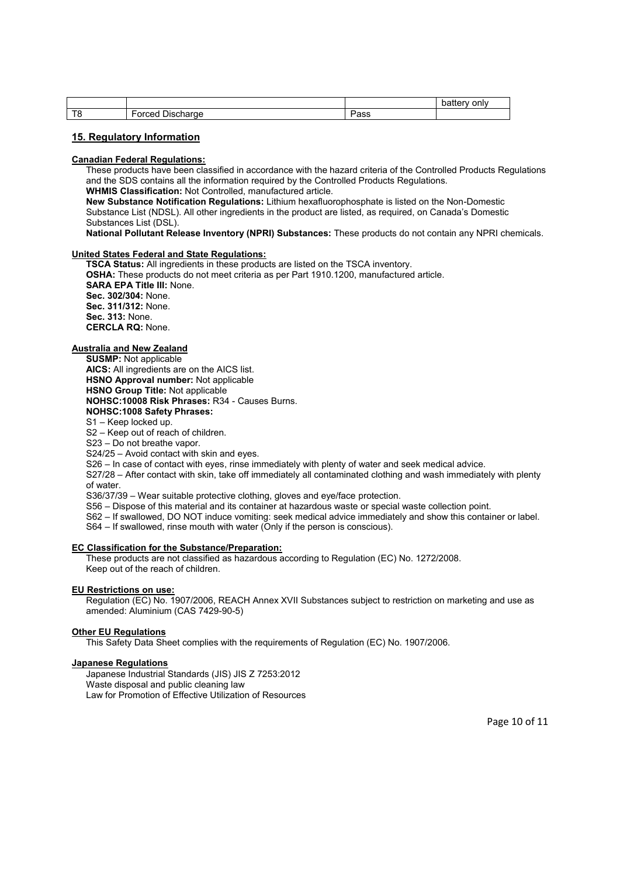| | | | |
|---|---|---|---|
| | | | battery only |
| T8 | Forced Discharge | Pass | |

## 15. Regulatory Information

**Canadian Federal Regulations:**

These products have been classified in accordance with the hazard criteria of the Controlled Products Regulations and the SDS contains all the information required by the Controlled Products Regulations.

**WHMIS Classification:** Not Controlled, manufactured article.

**New Substance Notification Regulations:** Lithium hexafluorophosphate is listed on the Non-Domestic Substance List (NDSL). All other ingredients in the product are listed, as required, on Canada's Domestic Substances List (DSL).

**National Pollutant Release Inventory (NPRI) Substances:** These products do not contain any NPRI chemicals.

**United States Federal and State Regulations:**

**TSCA Status:** All ingredients in these products are listed on the TSCA inventory.
**OSHA:** These products do not meet criteria as per Part 1910.1200, manufactured article.
**SARA EPA Title III:** None.
**Sec. 302/304:** None.
**Sec. 311/312:** None.
**Sec. 313:** None.
**CERCLA RQ:** None.

**Australia and New Zealand**

**SUSMP:** Not applicable
**AICS:** All ingredients are on the AICS list.
**HSNO Approval number:** Not applicable
**HSNO Group Title:** Not applicable
**NOHSC:10008 Risk Phrases:** R34 - Causes Burns.
**NOHSC:1008 Safety Phrases:**
S1 – Keep locked up.
S2 – Keep out of reach of children.
S23 – Do not breathe vapor.
S24/25 – Avoid contact with skin and eyes.
S26 – In case of contact with eyes, rinse immediately with plenty of water and seek medical advice.
S27/28 – After contact with skin, take off immediately all contaminated clothing and wash immediately with plenty of water.
S36/37/39 – Wear suitable protective clothing, gloves and eye/face protection.
S56 – Dispose of this material and its container at hazardous waste or special waste collection point.
S62 – If swallowed, DO NOT induce vomiting: seek medical advice immediately and show this container or label.
S64 – If swallowed, rinse mouth with water (Only if the person is conscious).

**EC Classification for the Substance/Preparation:**

These products are not classified as hazardous according to Regulation (EC) No. 1272/2008.
Keep out of the reach of children.

**EU Restrictions on use:**

Regulation (EC) No. 1907/2006, REACH Annex XVII Substances subject to restriction on marketing and use as amended: Aluminium (CAS 7429-90-5)

**Other EU Regulations**

This Safety Data Sheet complies with the requirements of Regulation (EC) No. 1907/2006.

**Japanese Regulations**

Japanese Industrial Standards (JIS) JIS Z 7253:2012
Waste disposal and public cleaning law
Law for Promotion of Effective Utilization of Resources